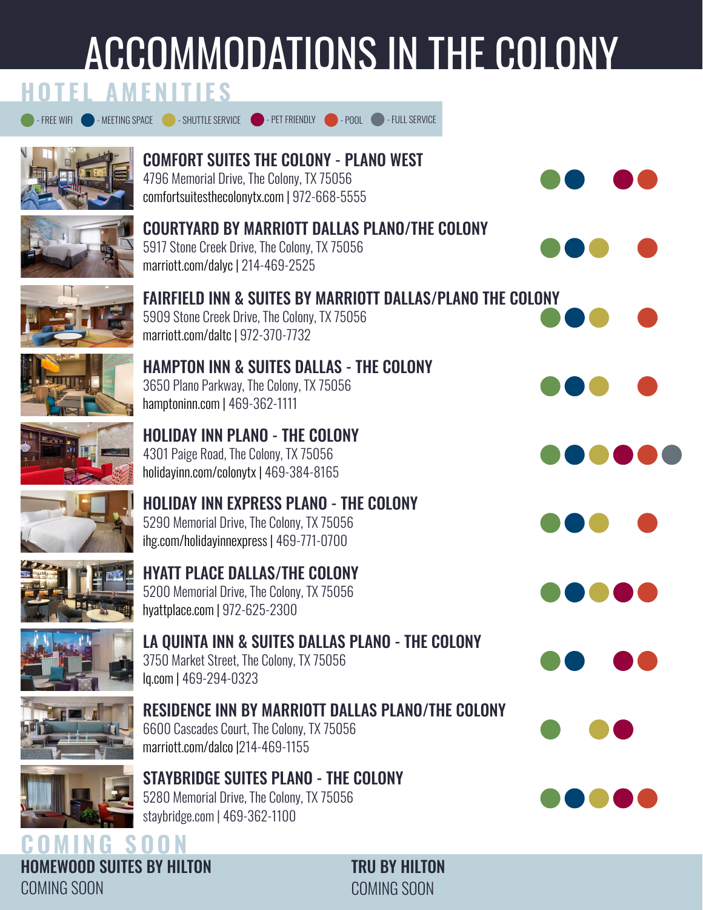# ACCOMMODATIONS IN THE COLONY

## HOTEL AMENITIES

- FREE WIFI
- MEETING SPACE
- SHUTTLE SERVICE
- PET FRIENDLY
- POOL
- FULL SERVICE

### COMFORT SUITES THE COLONY - PLANO WEST
4796 Memorial Drive, The Colony, TX 75056
comfortsuitesthecolonytx.com | 972-668-5555

### COURTYARD BY MARRIOTT DALLAS PLANO/THE COLONY
5917 Stone Creek Drive, The Colony, TX 75056
marriott.com/dalyc | 214-469-2525

### FAIRFIELD INN & SUITES BY MARRIOTT DALLAS/PLANO THE COLONY
5909 Stone Creek Drive, The Colony, TX 75056
marriott.com/daltc | 972-370-7732

### HAMPTON INN & SUITES DALLAS - THE COLONY
3650 Plano Parkway, The Colony, TX 75056
hamptoninn.com | 469-362-1111

### HOLIDAY INN PLANO - THE COLONY
4301 Paige Road, The Colony, TX 75056
holidayinn.com/colonytx | 469-384-8165

### HOLIDAY INN EXPRESS PLANO - THE COLONY
5290 Memorial Drive, The Colony, TX 75056
ihg.com/holidayinnexpress | 469-771-0700

### HYATT PLACE DALLAS/THE COLONY
5200 Memorial Drive, The Colony, TX 75056
hyattplace.com | 972-625-2300

### LA QUINTA INN & SUITES DALLAS PLANO - THE COLONY
3750 Market Street, The Colony, TX 75056
lq.com | 469-294-0323

### RESIDENCE INN BY MARRIOTT DALLAS PLANO/THE COLONY
6600 Cascades Court, The Colony, TX 75056
marriott.com/dalco |214-469-1155

### STAYBRIDGE SUITES PLANO - THE COLONY
5280 Memorial Drive, The Colony, TX 75056
staybridge.com | 469-362-1100

| Hotel | FREE WIFI | MEETING SPACE | SHUTTLE SERVICE | PET FRIENDLY | POOL | FULL SERVICE |
|---|---|---|---|---|---|---|
| Comfort Suites The Colony - Plano West | ● | ● | | ● | ● | |
| Courtyard by Marriott Dallas Plano/The Colony | ● | ● | ● | | ● | |
| Fairfield Inn & Suites by Marriott Dallas/Plano The Colony | ● | ● | ● | | ● | |
| Hampton Inn & Suites Dallas - The Colony | ● | ● | ● | | ● | |
| Holiday Inn Plano - The Colony | ● | ● | ● | ● | ● | ● |
| Holiday Inn Express Plano - The Colony | ● | ● | ● | | ● | |
| Hyatt Place Dallas/The Colony | ● | ● | ● | ● | ● | |
| La Quinta Inn & Suites Dallas Plano - The Colony | ● | ● | | ● | ● | |
| Residence Inn by Marriott Dallas Plano/The Colony | ● | | ● | ● | | |
| Staybridge Suites Plano - The Colony | ● | ● | ● | ● | ● | |

## COMING SOON

**HOMEWOOD SUITES BY HILTON**
COMING SOON

**TRU BY HILTON**
COMING SOON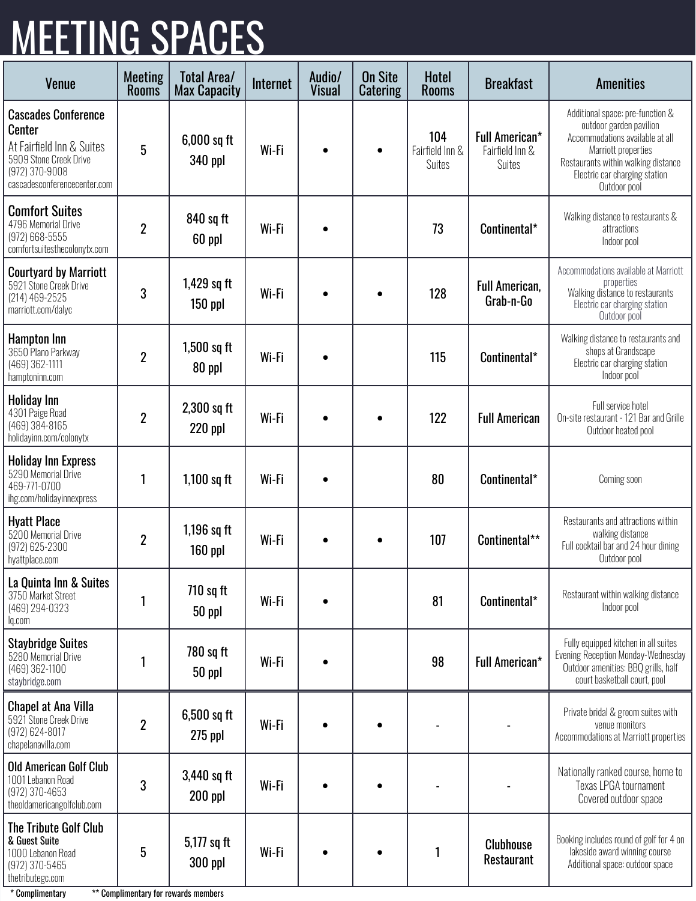# MEETING SPACES

| Venue | Meeting Rooms | Total Area/ Max Capacity | Internet | Audio/ Visual | On Site Catering | Hotel Rooms | Breakfast | Amenities |
|---|---|---|---|---|---|---|---|---|
| **Cascades Conference Center**<br>At Fairfield Inn & Suites<br>5909 Stone Creek Drive<br>(972) 370-9008<br>cascadesconferencecenter.com | 5 | 6,000 sq ft<br>340 ppl | Wi-Fi | • | • | 104<br>Fairfield Inn & Suites | **Full American***<br>Fairfield Inn & Suites | Additional space: pre-function & outdoor garden pavilion<br>Accommodations available at all Marriott properties<br>Restaurants within walking distance<br>Electric car charging station<br>Outdoor pool |
| **Comfort Suites**<br>4796 Memorial Drive<br>(972) 668-5555<br>comfortsuitesthecolonytx.com | 2 | 840 sq ft<br>60 ppl | Wi-Fi | • | | 73 | **Continental*** | Walking distance to restaurants & attractions<br>Indoor pool |
| **Courtyard by Marriott**<br>5921 Stone Creek Drive<br>(214) 469-2525<br>marriott.com/dalyc | 3 | 1,429 sq ft<br>150 ppl | Wi-Fi | • | • | 128 | **Full American, Grab-n-Go** | Accommodations available at Marriott properties<br>Walking distance to restaurants<br>Electric car charging station<br>Outdoor pool |
| **Hampton Inn**<br>3650 Plano Parkway<br>(469) 362-1111<br>hamptoninn.com | 2 | 1,500 sq ft<br>80 ppl | Wi-Fi | • | | 115 | **Continental*** | Walking distance to restaurants and shops at Grandscape<br>Electric car charging station<br>Indoor pool |
| **Holiday Inn**<br>4301 Paige Road<br>(469) 384-8165<br>holidayinn.com/colonytx | 2 | 2,300 sq ft<br>220 ppl | Wi-Fi | • | • | 122 | **Full American** | Full service hotel<br>On-site restaurant - 121 Bar and Grille<br>Outdoor heated pool |
| **Holiday Inn Express**<br>5290 Memorial Drive<br>469-771-0700<br>ihg.com/holidayinnexpress | 1 | 1,100 sq ft | Wi-Fi | • | | 80 | **Continental*** | Coming soon |
| **Hyatt Place**<br>5200 Memorial Drive<br>(972) 625-2300<br>hyattplace.com | 2 | 1,196 sq ft<br>160 ppl | Wi-Fi | • | • | 107 | **Continental**** | Restaurants and attractions within walking distance<br>Full cocktail bar and 24 hour dining<br>Outdoor pool |
| **La Quinta Inn & Suites**<br>3750 Market Street<br>(469) 294-0323<br>lq.com | 1 | 710 sq ft<br>50 ppl | Wi-Fi | • | | 81 | **Continental*** | Restaurant within walking distance<br>Indoor pool |
| **Staybridge Suites**<br>5280 Memorial Drive<br>(469) 362-1100<br>staybridge.com | 1 | 780 sq ft<br>50 ppl | Wi-Fi | • | | 98 | **Full American*** | Fully equipped kitchen in all suites<br>Evening Reception Monday-Wednesday<br>Outdoor amenities: BBQ grills, half court basketball court, pool |
| **Chapel at Ana Villa**<br>5921 Stone Creek Drive<br>(972) 624-8017<br>chapelanavilla.com | 2 | 6,500 sq ft<br>275 ppl | Wi-Fi | • | • | - | - | Private bridal & groom suites with venue monitors<br>Accommodations at Marriott properties |
| **Old American Golf Club**<br>1001 Lebanon Road<br>(972) 370-4653<br>theoldamericangolfclub.com | 3 | 3,440 sq ft<br>200 ppl | Wi-Fi | • | • | - | - | Nationally ranked course, home to Texas LPGA tournament<br>Covered outdoor space |
| **The Tribute Golf Club & Guest Suite**<br>1000 Lebanon Road<br>(972) 370-5465<br>thetributegc.com | 5 | 5,177 sq ft<br>300 ppl | Wi-Fi | • | • | 1 | **Clubhouse Restaurant** | Booking includes round of golf for 4 on lakeside award winning course<br>Additional space: outdoor space |

\* Complimentary ** Complimentary for rewards members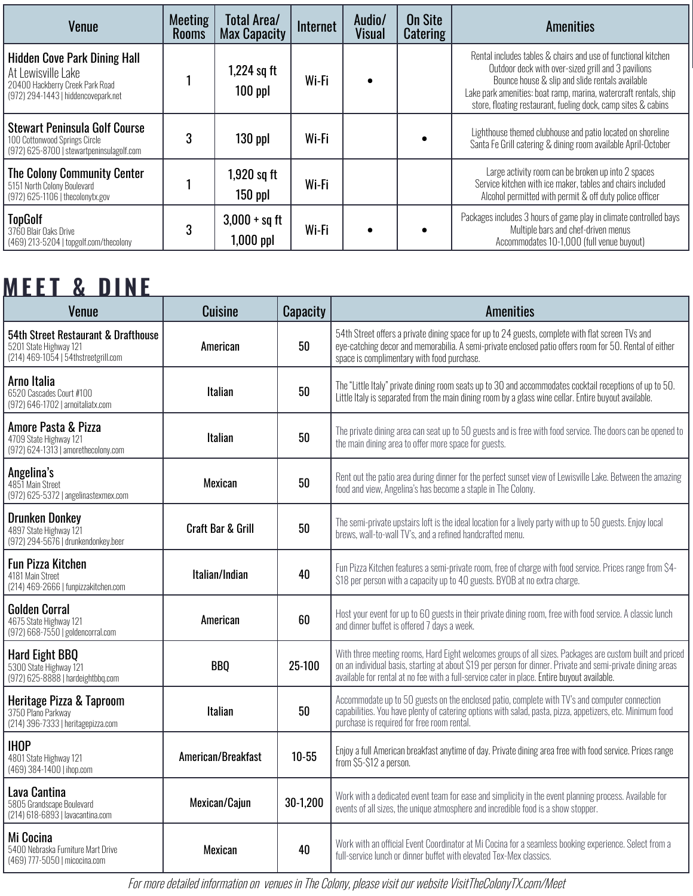| Venue | Meeting Rooms | Total Area/ Max Capacity | Internet | Audio/ Visual | On Site Catering | Amenities |
|---|---|---|---|---|---|---|
| **Hidden Cove Park Dining Hall** At Lewisville Lake 20400 Hackberry Creek Park Road (972) 294-1443 \| hiddencovepark.net | 1 | 1,224 sq ft 100 ppl | Wi-Fi | • | | Rental includes tables & chairs and use of functional kitchen Outdoor deck with over-sized grill and 3 pavilions Bounce house & slip and slide rentals available Lake park amenities: boat ramp, marina, watercraft rentals, ship store, floating restaurant, fueling dock, camp sites & cabins |
| **Stewart Peninsula Golf Course** 100 Cottonwood Springs Circle (972) 625-8700 \| stewartpeninsulagolf.com | 3 | 130 ppl | Wi-Fi | | • | Lighthouse themed clubhouse and patio located on shoreline Santa Fe Grill catering & dining room available April-October |
| **The Colony Community Center** 5151 North Colony Boulevard (972) 625-1106 \| thecolonytx.gov | 1 | 1,920 sq ft 150 ppl | Wi-Fi | | | Large activity room can be broken up into 2 spaces Service kitchen with ice maker, tables and chairs included Alcohol permitted with permit & off duty police officer |
| **TopGolf** 3760 Blair Oaks Drive (469) 213-5204 \| topgolf.com/thecolony | 3 | 3,000 + sq ft 1,000 ppl | Wi-Fi | • | • | Packages includes 3 hours of game play in climate controlled bays Multiple bars and chef-driven menus Accommodates 10-1,000 (full venue buyout) |

# MEET & DINE

| Venue | Cuisine | Capacity | Amenities |
|---|---|---|---|
| **54th Street Restaurant & Drafthouse** 5201 State Highway 121 (214) 469-1054 \| 54thstreetgrill.com | American | 50 | 54th Street offers a private dining space for up to 24 guests, complete with flat screen TVs and eye-catching decor and memorabilia. A semi-private enclosed patio offers room for 50. Rental of either space is complimentary with food purchase. |
| **Arno Italia** 6520 Cascades Court #100 (972) 646-1702 \| arnoitaliatx.com | Italian | 50 | The "Little Italy" private dining room seats up to 30 and accommodates cocktail receptions of up to 50. Little Italy is separated from the main dining room by a glass wine cellar. Entire buyout available. |
| **Amore Pasta & Pizza** 4709 State Highway 121 (972) 624-1313 \| amorethecolony.com | Italian | 50 | The private dining area can seat up to 50 guests and is free with food service. The doors can be opened to the main dining area to offer more space for guests. |
| **Angelina's** 4851 Main Street (972) 625-5372 \| angelinastexmex.com | Mexican | 50 | Rent out the patio area during dinner for the perfect sunset view of Lewisville Lake. Between the amazing food and view, Angelina's has become a staple in The Colony. |
| **Drunken Donkey** 4897 State Highway 121 (972) 294-5676 \| drunkendonkey.beer | Craft Bar & Grill | 50 | The semi-private upstairs loft is the ideal location for a lively party with up to 50 guests. Enjoy local brews, wall-to-wall TV's, and a refined handcrafted menu. |
| **Fun Pizza Kitchen** 4181 Main Street (214) 469-2666 \| funpizzakitchen.com | Italian/Indian | 40 | Fun Pizza Kitchen features a semi-private room, free of charge with food service. Prices range from $4-$18 per person with a capacity up to 40 guests. BYOB at no extra charge. |
| **Golden Corral** 4675 State Highway 121 (972) 668-7550 \| goldencorral.com | American | 60 | Host your event for up to 60 guests in their private dining room, free with food service. A classic lunch and dinner buffet is offered 7 days a week. |
| **Hard Eight BBQ** 5300 State Highway 121 (972) 625-8888 \| hardeightbbq.com | BBQ | 25-100 | With three meeting rooms, Hard Eight welcomes groups of all sizes. Packages are custom built and priced on an individual basis, starting at about $19 per person for dinner. Private and semi-private dining areas available for rental at no fee with a full-service cater in place. Entire buyout available. |
| **Heritage Pizza & Taproom** 3750 Plano Parkway (214) 396-7333 \| heritagepizza.com | Italian | 50 | Accommodate up to 50 guests on the enclosed patio, complete with TV's and computer connection capabilities. You have plenty of catering options with salad, pasta, pizza, appetizers, etc. Minimum food purchase is required for free room rental. |
| **IHOP** 4801 State Highway 121 (469) 384-1400 \| ihop.com | American/Breakfast | 10-55 | Enjoy a full American breakfast anytime of day. Private dining area free with food service. Prices range from $5-$12 a person. |
| **Lava Cantina** 5805 Grandscape Boulevard (214) 618-6893 \| lavacantina.com | Mexican/Cajun | 30-1,200 | Work with a dedicated event team for ease and simplicity in the event planning process. Available for events of all sizes, the unique atmosphere and incredible food is a show stopper. |
| **Mi Cocina** 5400 Nebraska Furniture Mart Drive (469) 777-5050 \| micocina.com | Mexican | 40 | Work with an official Event Coordinator at Mi Cocina for a seamless booking experience. Select from a full-service lunch or dinner buffet with elevated Tex-Mex classics. |

*For more detailed information on venues in The Colony, please visit our website VisitTheColonyTX.com/Meet*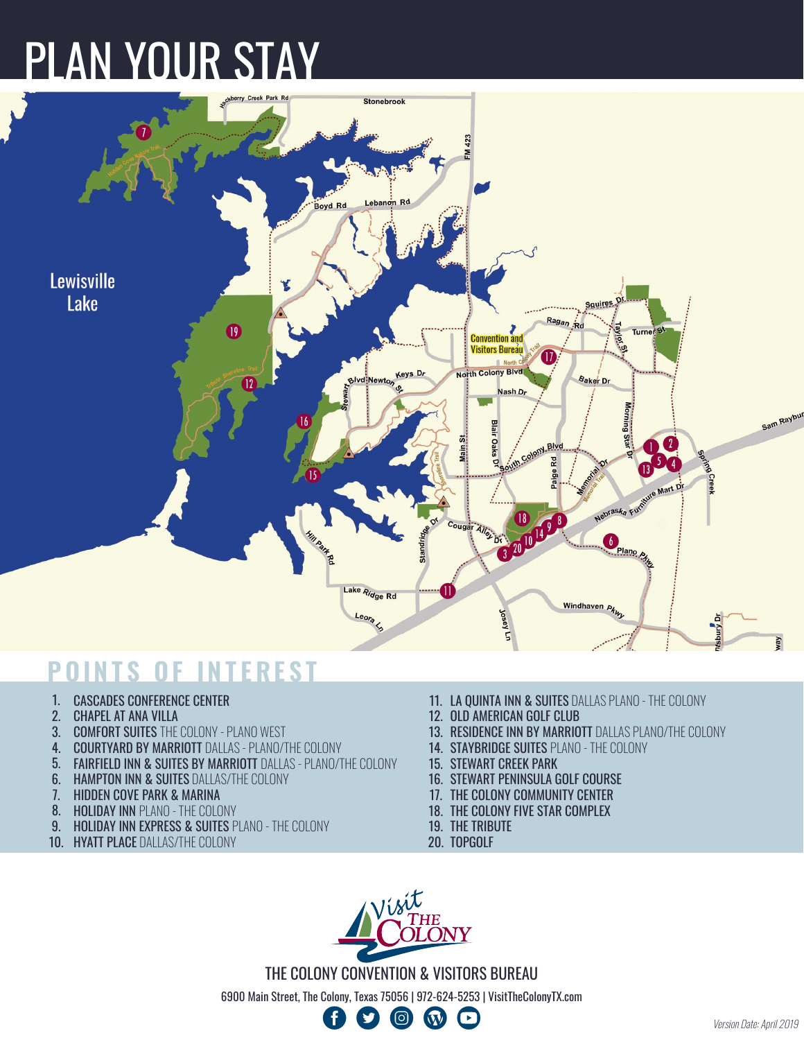# PLAN YOUR STAY

Lewisville Lake

Hackberry Creek Park Rd
Stonebrook
FM 423
Boyd Rd
Lebanon Rd
Convention and Visitors Bureau
Squires Dr
Ragan Rd
Turner St
Taylor St
North Colony Trail
North Colony Blvd
Baker Dr
Keys Dr
Blvd Newton St
Stewart
Nash Dr
Morning Star Dr
Sam Rayburn
Spring Creek
Blair Oaks Dr
Main St
South Colony Blvd
Paige Rd
Memorial Dr
Memorial Trail
Furniture Mart Dr
Nebraska
Tribute Shoreline Trail
Hidden Cove Nature Trail
Shoreline Trail
Standridge Dr
Cougar Alley Dr
Plano Pkwy
Hill Park Rd
Lake Ridge Rd
Leora Ln
Josey Ln
Windhaven Pkwy

## POINTS OF INTEREST

1. CASCADES CONFERENCE CENTER
2. CHAPEL AT ANA VILLA
3. COMFORT SUITES THE COLONY - PLANO WEST
4. COURTYARD BY MARRIOTT DALLAS - PLANO/THE COLONY
5. FAIRFIELD INN & SUITES BY MARRIOTT DALLAS - PLANO/THE COLONY
6. HAMPTON INN & SUITES DALLAS/THE COLONY
7. HIDDEN COVE PARK & MARINA
8. HOLIDAY INN PLANO - THE COLONY
9. HOLIDAY INN EXPRESS & SUITES PLANO - THE COLONY
10. HYATT PLACE DALLAS/THE COLONY
11. LA QUINTA INN & SUITES DALLAS PLANO - THE COLONY
12. OLD AMERICAN GOLF CLUB
13. RESIDENCE INN BY MARRIOTT DALLAS PLANO/THE COLONY
14. STAYBRIDGE SUITES PLANO - THE COLONY
15. STEWART CREEK PARK
16. STEWART PENINSULA GOLF COURSE
17. THE COLONY COMMUNITY CENTER
18. THE COLONY FIVE STAR COMPLEX
19. THE TRIBUTE
20. TOPGOLF

Visit THE COLONY

THE COLONY CONVENTION & VISITORS BUREAU

6900 Main Street, The Colony, Texas 75056 | 972-624-5253 | VisitTheColonyTX.com

*Version Date: April 2019*